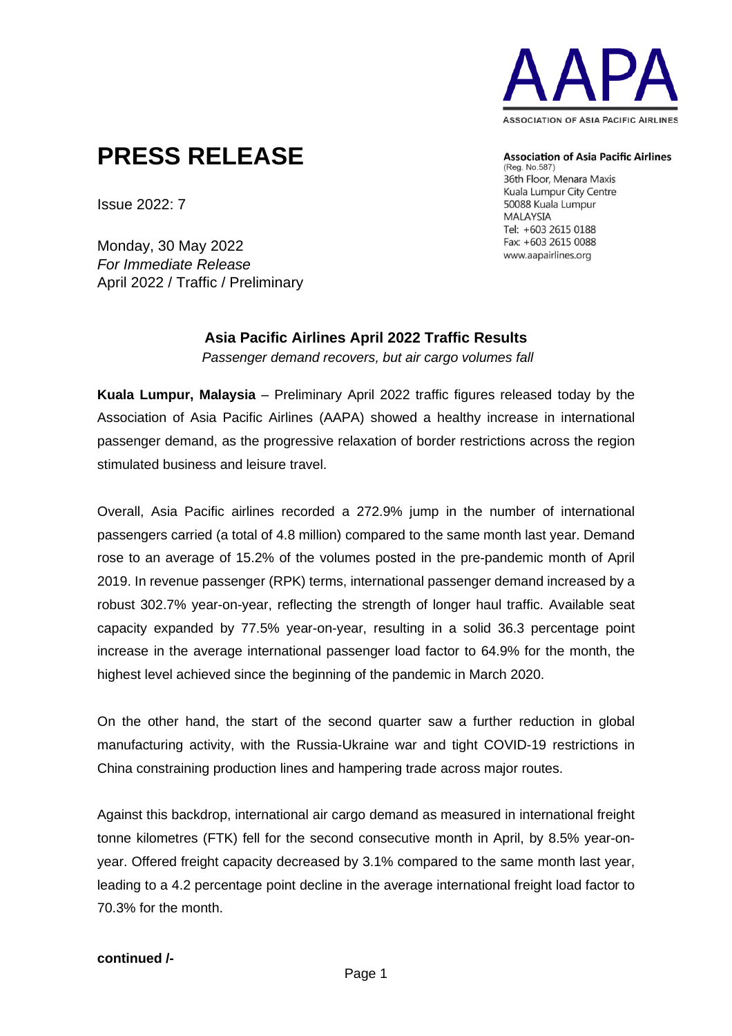AAPA

ASSOCIATION OF ASIA PACIFIC AIRLINES

# PRESS RELEASE

**Association of Asia Pacific Airlines**
(Reg. No.587)
36th Floor, Menara Maxis
Kuala Lumpur City Centre
50088 Kuala Lumpur
MALAYSIA
Tel: +603 2615 0188
Fax: +603 2615 0088
www.aapairlines.org

Issue 2022: 7

Monday, 30 May 2022
*For Immediate Release*
April 2022 / Traffic / Preliminary

## Asia Pacific Airlines April 2022 Traffic Results

*Passenger demand recovers, but air cargo volumes fall*

**Kuala Lumpur, Malaysia** – Preliminary April 2022 traffic figures released today by the Association of Asia Pacific Airlines (AAPA) showed a healthy increase in international passenger demand, as the progressive relaxation of border restrictions across the region stimulated business and leisure travel.

Overall, Asia Pacific airlines recorded a 272.9% jump in the number of international passengers carried (a total of 4.8 million) compared to the same month last year. Demand rose to an average of 15.2% of the volumes posted in the pre-pandemic month of April 2019. In revenue passenger (RPK) terms, international passenger demand increased by a robust 302.7% year-on-year, reflecting the strength of longer haul traffic. Available seat capacity expanded by 77.5% year-on-year, resulting in a solid 36.3 percentage point increase in the average international passenger load factor to 64.9% for the month, the highest level achieved since the beginning of the pandemic in March 2020.

On the other hand, the start of the second quarter saw a further reduction in global manufacturing activity, with the Russia-Ukraine war and tight COVID-19 restrictions in China constraining production lines and hampering trade across major routes.

Against this backdrop, international air cargo demand as measured in international freight tonne kilometres (FTK) fell for the second consecutive month in April, by 8.5% year-on-year. Offered freight capacity decreased by 3.1% compared to the same month last year, leading to a 4.2 percentage point decline in the average international freight load factor to 70.3% for the month.

**continued /-**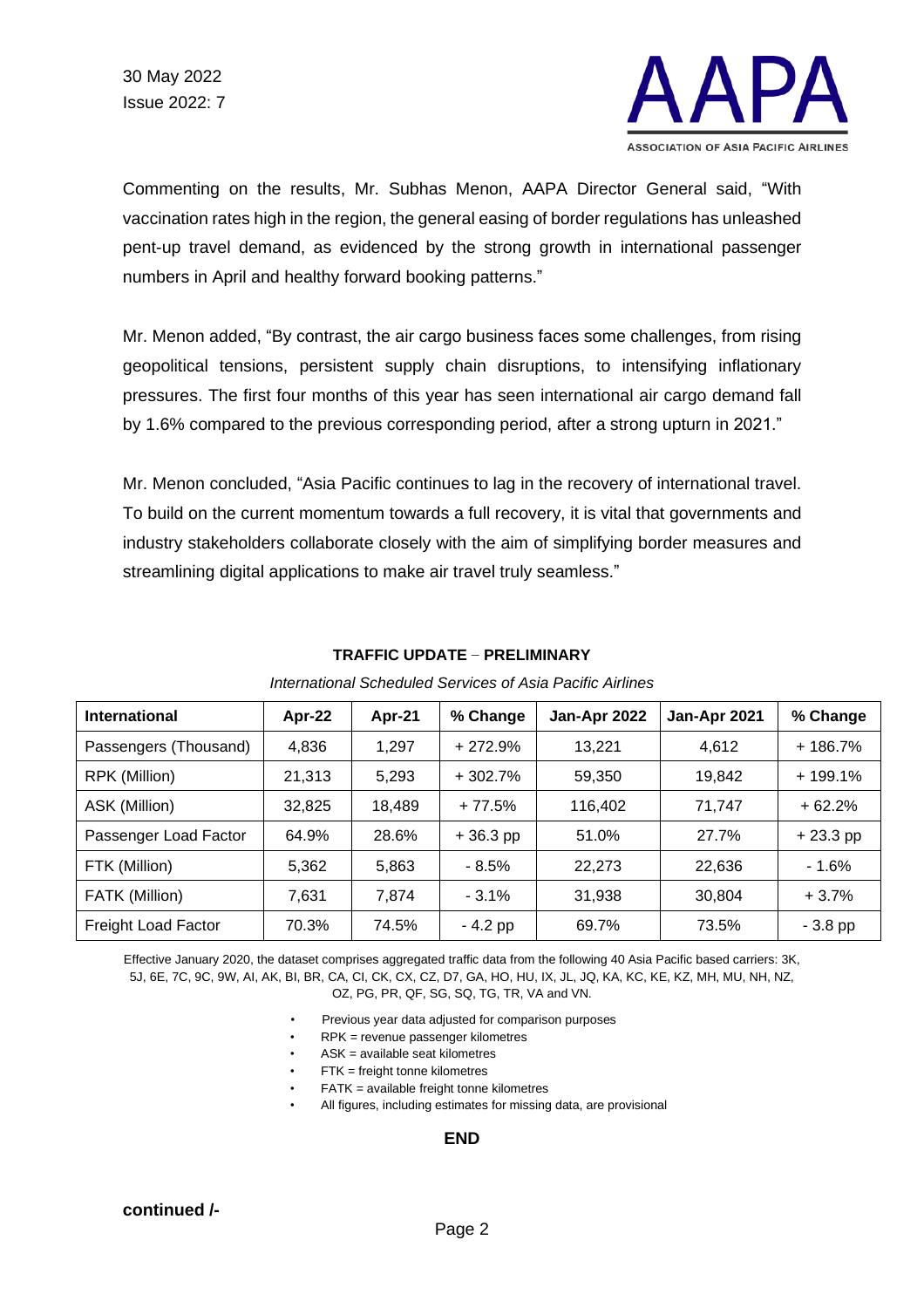Commenting on the results, Mr. Subhas Menon, AAPA Director General said, "With vaccination rates high in the region, the general easing of border regulations has unleashed pent-up travel demand, as evidenced by the strong growth in international passenger numbers in April and healthy forward booking patterns."

Mr. Menon added, "By contrast, the air cargo business faces some challenges, from rising geopolitical tensions, persistent supply chain disruptions, to intensifying inflationary pressures. The first four months of this year has seen international air cargo demand fall by 1.6% compared to the previous corresponding period, after a strong upturn in 2021."

Mr. Menon concluded, "Asia Pacific continues to lag in the recovery of international travel. To build on the current momentum towards a full recovery, it is vital that governments and industry stakeholders collaborate closely with the aim of simplifying border measures and streamlining digital applications to make air travel truly seamless."

**TRAFFIC UPDATE – PRELIMINARY**

*International Scheduled Services of Asia Pacific Airlines*

| International | Apr-22 | Apr-21 | % Change | Jan-Apr 2022 | Jan-Apr 2021 | % Change |
|---|---|---|---|---|---|---|
| Passengers (Thousand) | 4,836 | 1,297 | + 272.9% | 13,221 | 4,612 | + 186.7% |
| RPK (Million) | 21,313 | 5,293 | + 302.7% | 59,350 | 19,842 | + 199.1% |
| ASK (Million) | 32,825 | 18,489 | + 77.5% | 116,402 | 71,747 | + 62.2% |
| Passenger Load Factor | 64.9% | 28.6% | + 36.3 pp | 51.0% | 27.7% | + 23.3 pp |
| FTK (Million) | 5,362 | 5,863 | - 8.5% | 22,273 | 22,636 | - 1.6% |
| FATK (Million) | 7,631 | 7,874 | - 3.1% | 31,938 | 30,804 | + 3.7% |
| Freight Load Factor | 70.3% | 74.5% | - 4.2 pp | 69.7% | 73.5% | - 3.8 pp |

Effective January 2020, the dataset comprises aggregated traffic data from the following 40 Asia Pacific based carriers: 3K, 5J, 6E, 7C, 9C, 9W, AI, AK, BI, BR, CA, CI, CK, CX, CZ, D7, GA, HO, HU, IX, JL, JQ, KA, KC, KE, KZ, MH, MU, NH, NZ, OZ, PG, PR, QF, SG, SQ, TG, TR, VA and VN.

- Previous year data adjusted for comparison purposes
- RPK = revenue passenger kilometres
- ASK = available seat kilometres
- FTK = freight tonne kilometres
- FATK = available freight tonne kilometres
- All figures, including estimates for missing data, are provisional

**END**

**continued /-**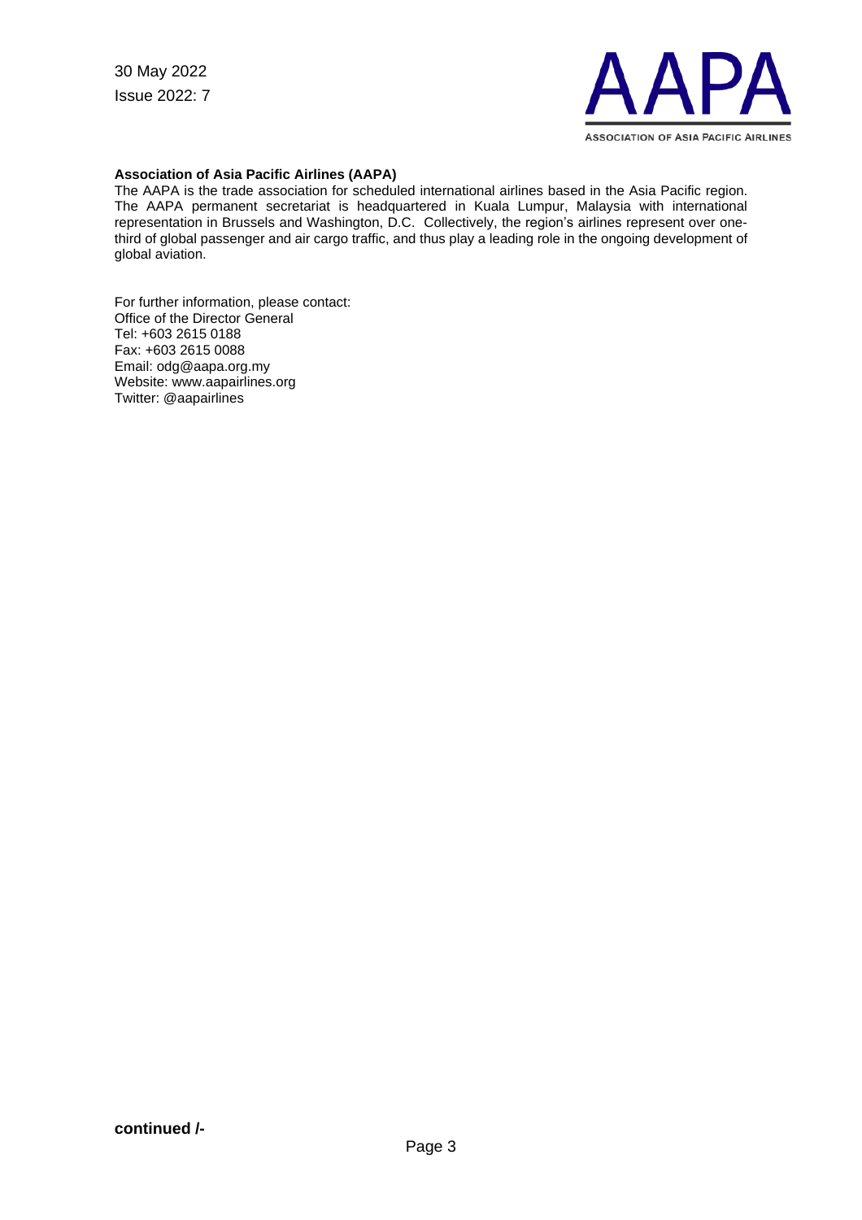**Association of Asia Pacific Airlines (AAPA)**

The AAPA is the trade association for scheduled international airlines based in the Asia Pacific region. The AAPA permanent secretariat is headquartered in Kuala Lumpur, Malaysia with international representation in Brussels and Washington, D.C. Collectively, the region's airlines represent over one-third of global passenger and air cargo traffic, and thus play a leading role in the ongoing development of global aviation.

For further information, please contact:
Office of the Director General
Tel: +603 2615 0188
Fax: +603 2615 0088
Email: odg@aapa.org.my
Website: www.aapairlines.org
Twitter: @aapairlines

**continued /-**